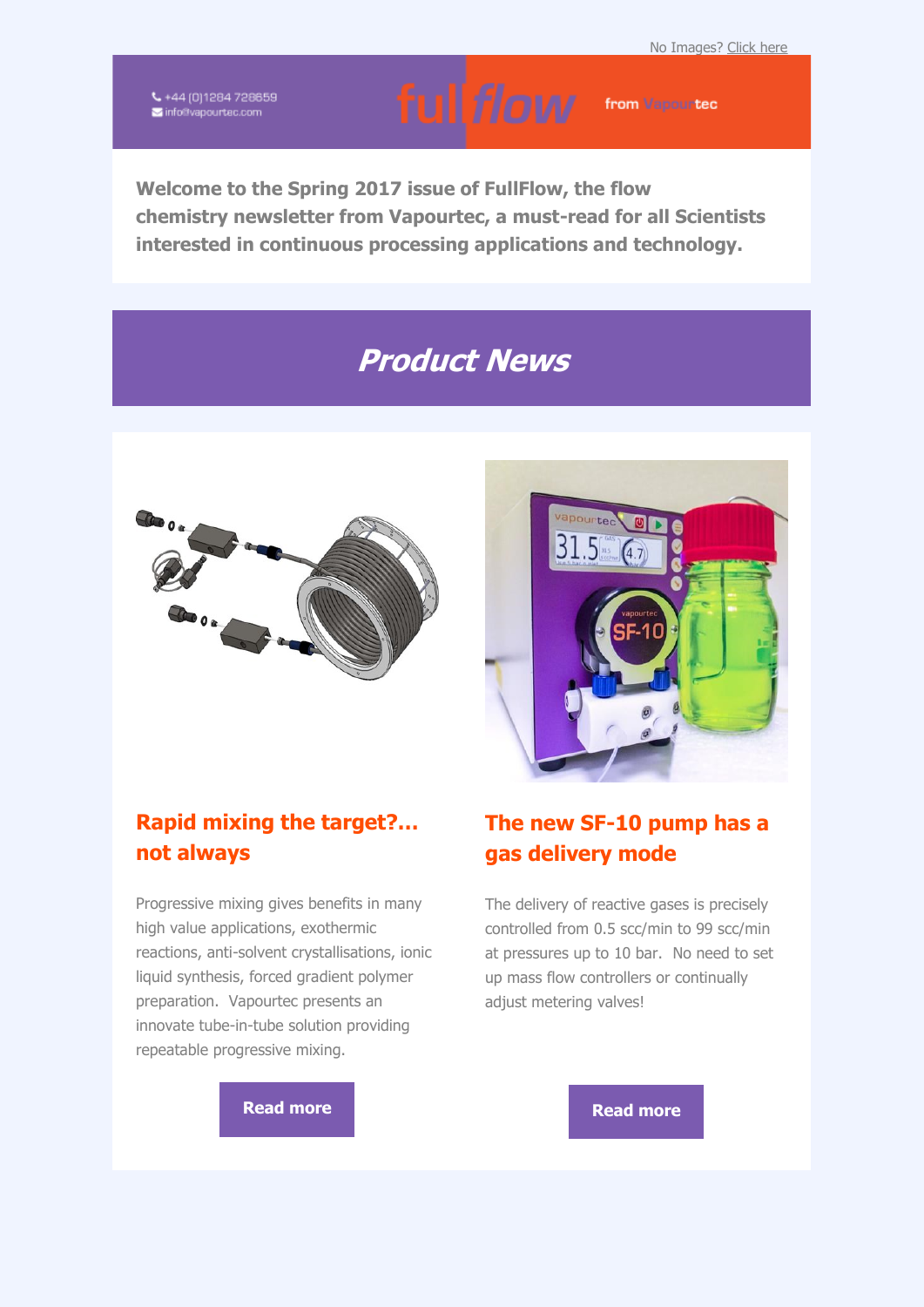No Images? Click here

+44 (0)1284 728659
info@vapourtec.com

fullflow from Vapourtec

**Welcome to the Spring 2017 issue of FullFlow, the flow chemistry newsletter from Vapourtec, a must-read for all Scientists interested in continuous processing applications and technology.**

# *Product News*

## Rapid mixing the target?... not always

Progressive mixing gives benefits in many high value applications, exothermic reactions, anti-solvent crystallisations, ionic liquid synthesis, forced gradient polymer preparation. Vapourtec presents an innovate tube-in-tube solution providing repeatable progressive mixing.

**Read more**

## The new SF-10 pump has a gas delivery mode

The delivery of reactive gases is precisely controlled from 0.5 scc/min to 99 scc/min at pressures up to 10 bar. No need to set up mass flow controllers or continually adjust metering valves!

**Read more**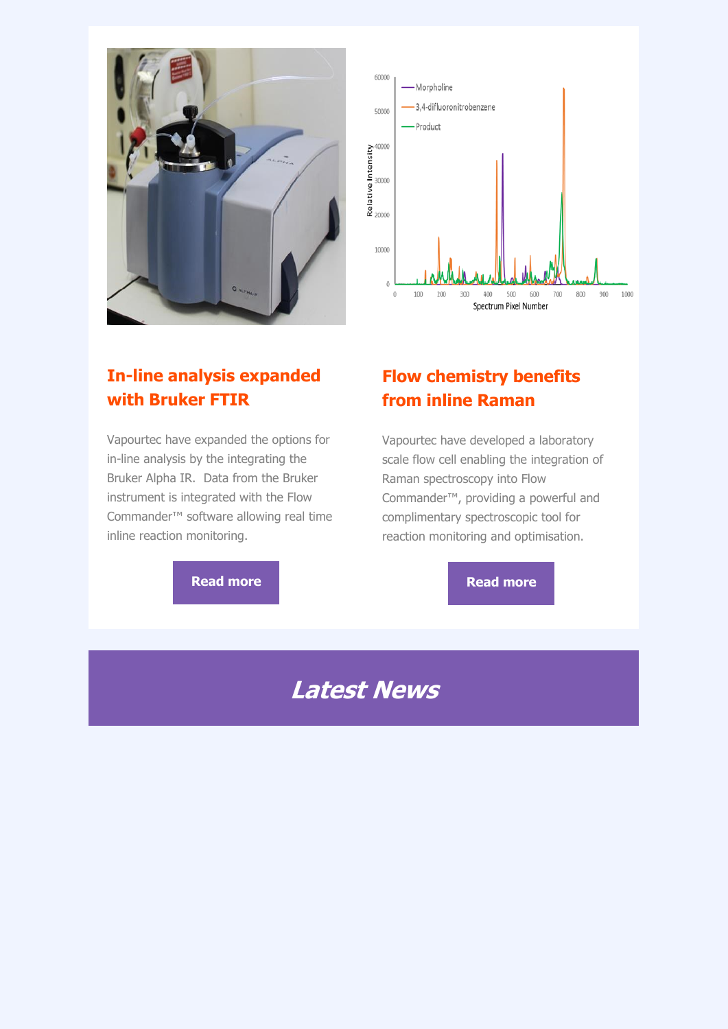## In-line analysis expanded with Bruker FTIR

Vapourtec have expanded the options for in-line analysis by the integrating the Bruker Alpha IR. Data from the Bruker instrument is integrated with the Flow Commander™ software allowing real time inline reaction monitoring.

Read more

## Flow chemistry benefits from inline Raman

Vapourtec have developed a laboratory scale flow cell enabling the integration of Raman spectroscopy into Flow Commander™, providing a powerful and complimentary spectroscopic tool for reaction monitoring and optimisation.

Read more

# *Latest News*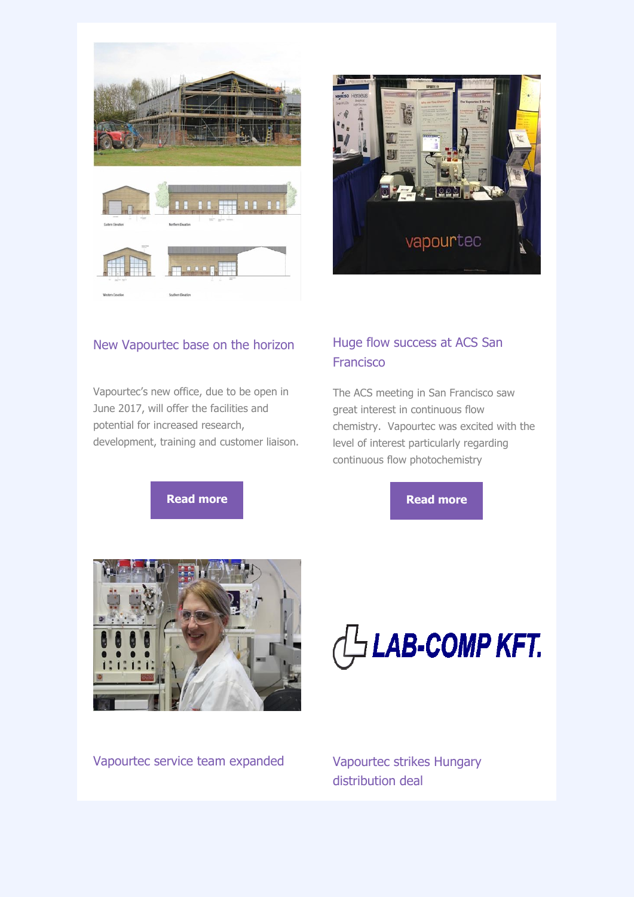## New Vapourtec base on the horizon

Vapourtec's new office, due to be open in June 2017, will offer the facilities and potential for increased research, development, training and customer liaison.

**Read more**

## Huge flow success at ACS San Francisco

The ACS meeting in San Francisco saw great interest in continuous flow chemistry. Vapourtec was excited with the level of interest particularly regarding continuous flow photochemistry

**Read more**

## Vapourtec service team expanded

## Vapourtec strikes Hungary distribution deal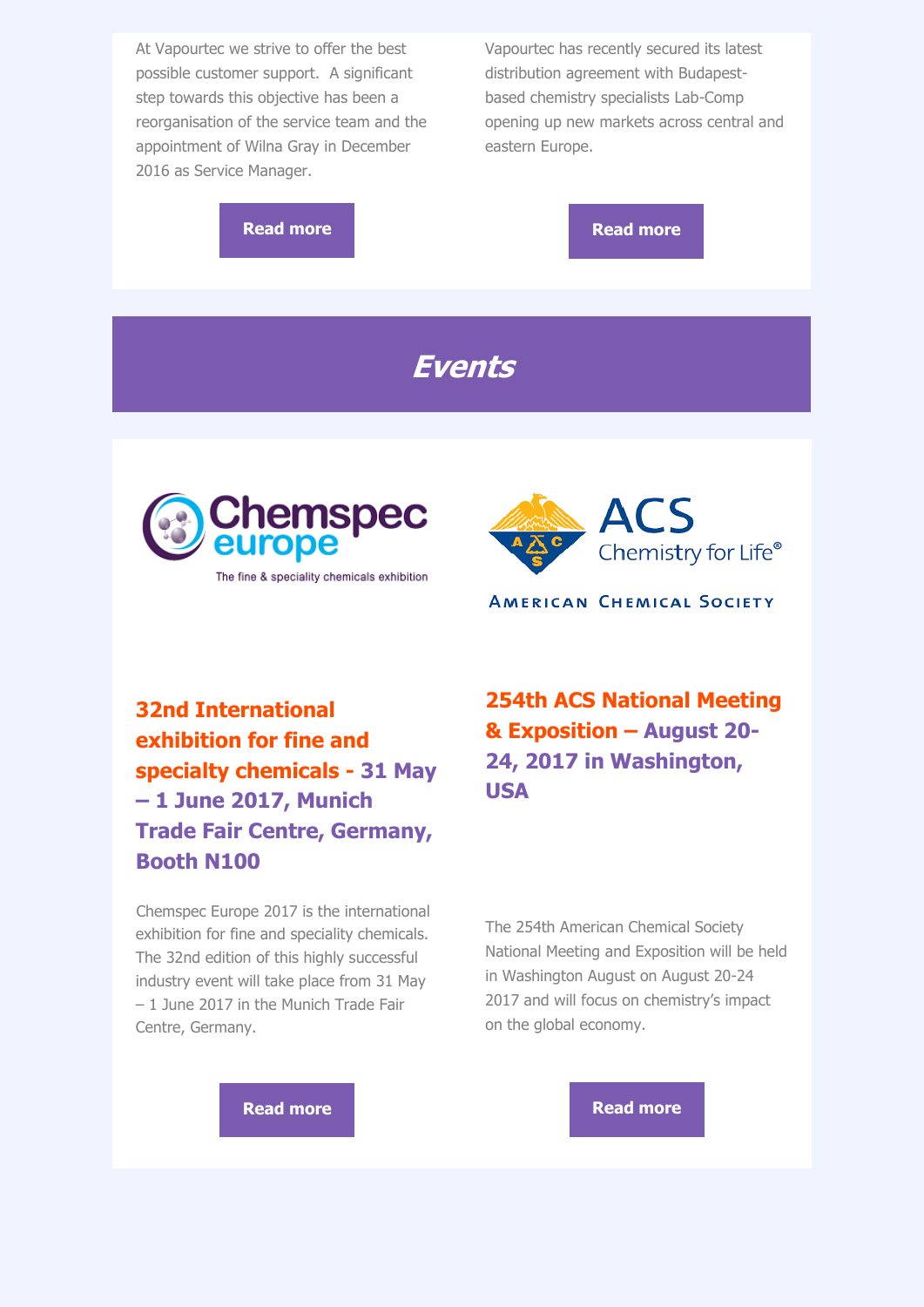At Vapourtec we strive to offer the best possible customer support.  A significant step towards this objective has been a reorganisation of the service team and the appointment of Wilna Gray in December 2016 as Service Manager.

**Read more**

Vapourtec has recently secured its latest distribution agreement with Budapest-based chemistry specialists Lab-Comp opening up new markets across central and eastern Europe.

**Read more**

## *Events*

### 32nd International exhibition for fine and specialty chemicals - 31 May – 1 June 2017, Munich Trade Fair Centre, Germany, Booth N100

Chemspec Europe 2017 is the international exhibition for fine and speciality chemicals. The 32nd edition of this highly successful industry event will take place from 31 May – 1 June 2017 in the Munich Trade Fair Centre, Germany.

**Read more**

### 254th ACS National Meeting & Exposition – August 20-24, 2017 in Washington, USA

The 254th American Chemical Society National Meeting and Exposition will be held in Washington August on August 20-24 2017 and will focus on chemistry's impact on the global economy.

**Read more**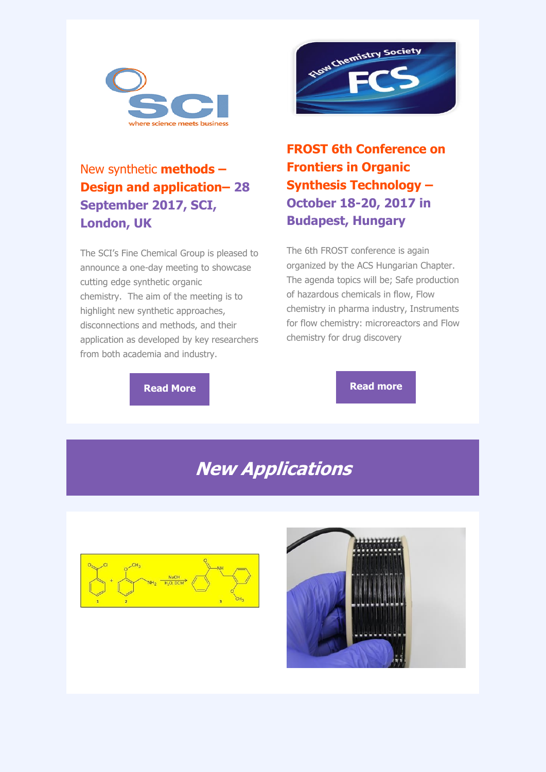### New synthetic **methods – Design and application– 28 September 2017, SCI, London, UK**

The SCI's Fine Chemical Group is pleased to announce a one-day meeting to showcase cutting edge synthetic organic chemistry. The aim of the meeting is to highlight new synthetic approaches, disconnections and methods, and their application as developed by key researchers from both academia and industry.

Read More

### FROST 6th Conference on Frontiers in Organic Synthesis Technology – October 18-20, 2017 in Budapest, Hungary

The 6th FROST conference is again organized by the ACS Hungarian Chapter. The agenda topics will be; Safe production of hazardous chemicals in flow, Flow chemistry in pharma industry, Instruments for flow chemistry: microreactors and Flow chemistry for drug discovery

Read more

## *New Applications*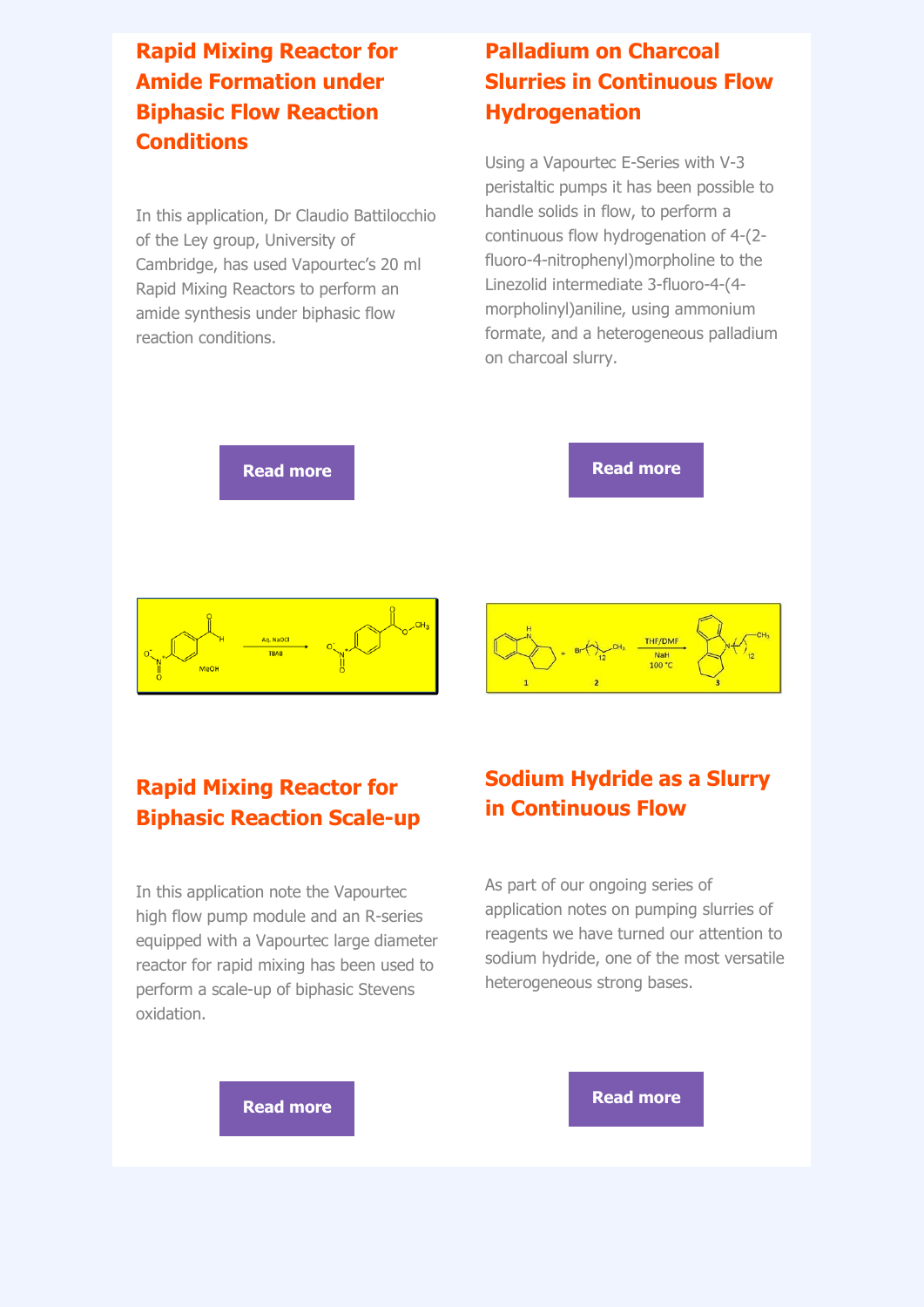## Rapid Mixing Reactor for Amide Formation under Biphasic Flow Reaction Conditions

In this application, Dr Claudio Battilocchio of the Ley group, University of Cambridge, has used Vapourtec's 20 ml Rapid Mixing Reactors to perform an amide synthesis under biphasic flow reaction conditions.

**Read more**

## Palladium on Charcoal Slurries in Continuous Flow Hydrogenation

Using a Vapourtec E-Series with V-3 peristaltic pumps it has been possible to handle solids in flow, to perform a continuous flow hydrogenation of 4-(2-fluoro-4-nitrophenyl)morpholine to the Linezolid intermediate 3-fluoro-4-(4-morpholinyl)aniline, using ammonium formate, and a heterogeneous palladium on charcoal slurry.

**Read more**

## Rapid Mixing Reactor for Biphasic Reaction Scale-up

In this application note the Vapourtec high flow pump module and an R-series equipped with a Vapourtec large diameter reactor for rapid mixing has been used to perform a scale-up of biphasic Stevens oxidation.

**Read more**

## Sodium Hydride as a Slurry in Continuous Flow

As part of our ongoing series of application notes on pumping slurries of reagents we have turned our attention to sodium hydride, one of the most versatile heterogeneous strong bases.

**Read more**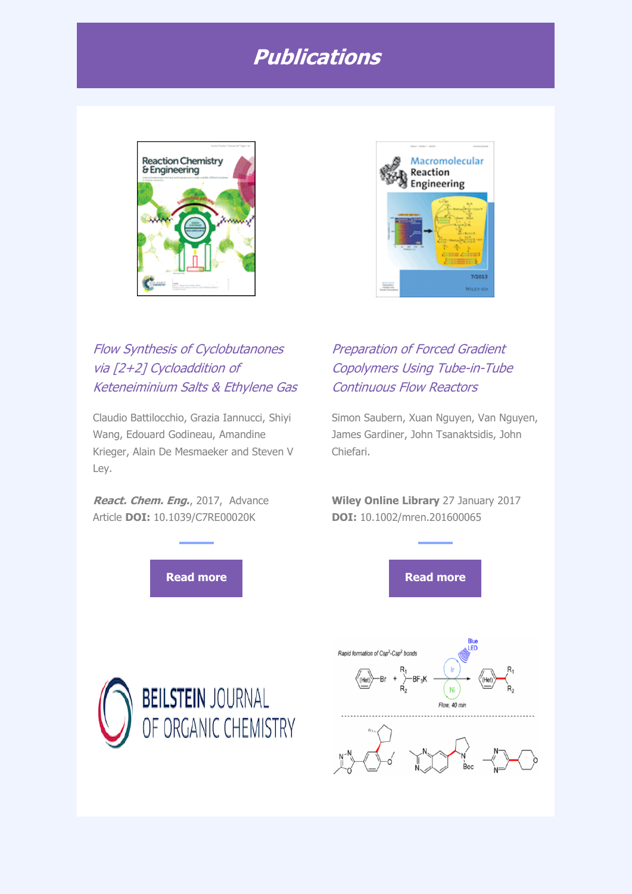# *Publications*

*Flow Synthesis of Cyclobutanones via [2+2] Cycloaddition of Keteneiminium Salts & Ethylene Gas*

Claudio Battilocchio, Grazia Iannucci, Shiyi Wang, Edouard Godineau, Amandine Krieger, Alain De Mesmaeker and Steven V Ley.

***React. Chem. Eng.***, 2017, Advance Article **DOI:** 10.1039/C7RE00020K

**Read more**

*Preparation of Forced Gradient Copolymers Using Tube-in-Tube Continuous Flow Reactors*

Simon Saubern, Xuan Nguyen, Van Nguyen, James Gardiner, John Tsanaktsidis, John Chiefari.

**Wiley Online Library** 27 January 2017 **DOI:** 10.1002/mren.201600065

**Read more**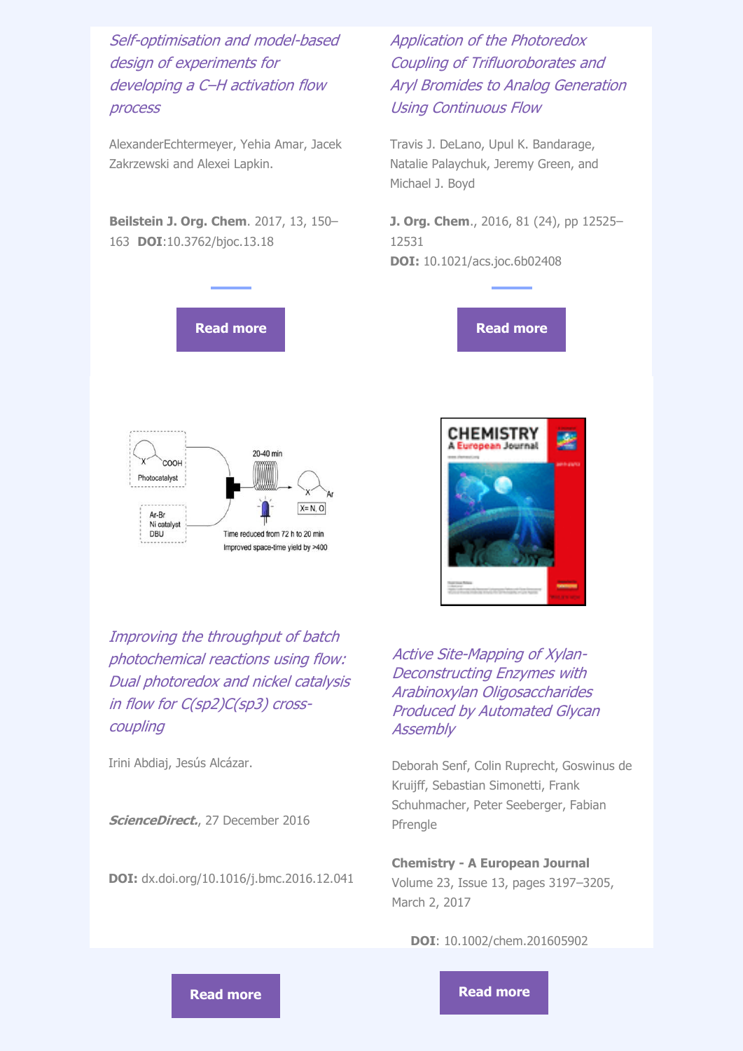*Self-optimisation and model-based design of experiments for developing a C–H activation flow process*

AlexanderEchtermeyer, Yehia Amar, Jacek Zakrzewski and Alexei Lapkin.

**Beilstein J. Org. Chem**. 2017, 13, 150–163 **DOI**:10.3762/bjoc.13.18

Read more

*Application of the Photoredox Coupling of Trifluoroborates and Aryl Bromides to Analog Generation Using Continuous Flow*

Travis J. DeLano, Upul K. Bandarage, Natalie Palaychuk, Jeremy Green, and Michael J. Boyd

**J. Org. Chem**., 2016, 81 (24), pp 12525–12531

**DOI:** 10.1021/acs.joc.6b02408

Read more

*Improving the throughput of batch photochemical reactions using flow: Dual photoredox and nickel catalysis in flow for C(sp2)C(sp3) cross-coupling*

Irini Abdiaj, Jesús Alcázar.

***ScienceDirect.***, 27 December 2016

**DOI:** dx.doi.org/10.1016/j.bmc.2016.12.041

Read more

*Active Site-Mapping of Xylan-Deconstructing Enzymes with Arabinoxylan Oligosaccharides Produced by Automated Glycan Assembly*

Deborah Senf, Colin Ruprecht, Goswinus de Kruijff, Sebastian Simonetti, Frank Schuhmacher, Peter Seeberger, Fabian Pfrengle

**Chemistry - A European Journal**

Volume 23, Issue 13, pages 3197–3205, March 2, 2017

**DOI**: 10.1002/chem.201605902

Read more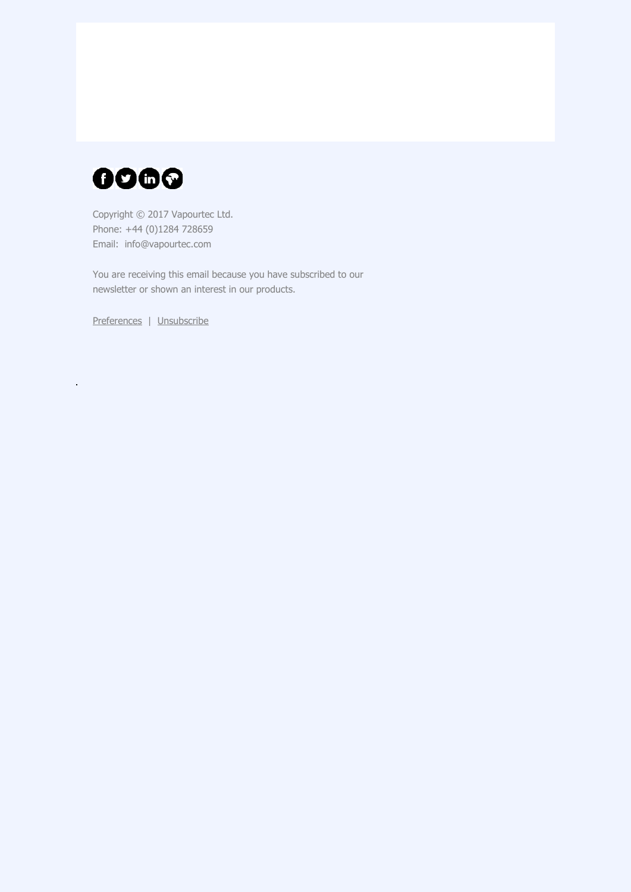Copyright © 2017 Vapourtec Ltd.
Phone: +44 (0)1284 728659
Email: info@vapourtec.com

You are receiving this email because you have subscribed to our newsletter or shown an interest in our products.

Preferences | Unsubscribe